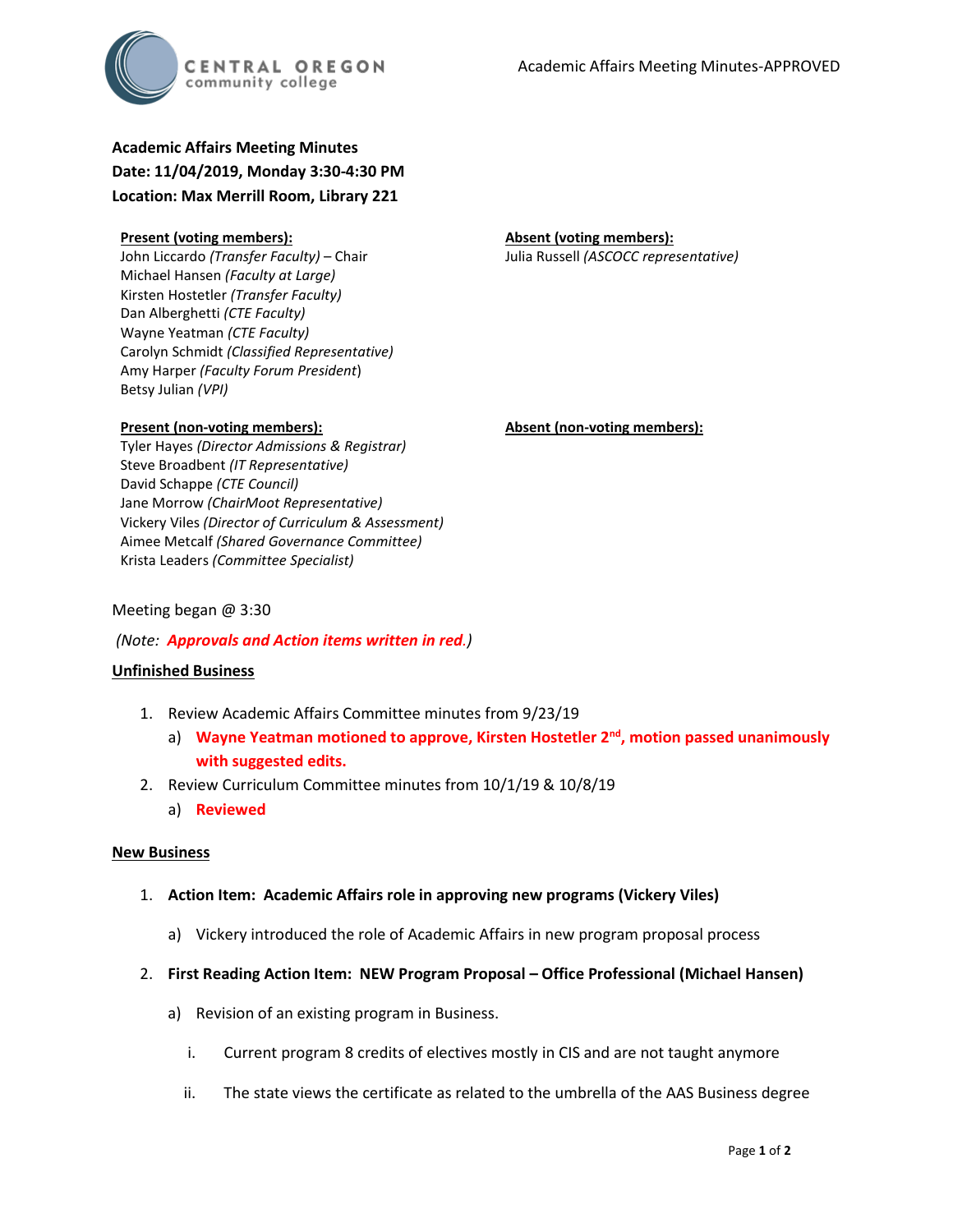Academic Affairs Meeting Minutes-APPROVED

**Academic Affairs Meeting Minutes**
**Date: 11/04/2019, Monday 3:30-4:30 PM**
**Location: Max Merrill Room, Library 221**

**Present (voting members):**
John Liccardo *(Transfer Faculty)* – Chair
Michael Hansen *(Faculty at Large)*
Kirsten Hostetler *(Transfer Faculty)*
Dan Alberghetti *(CTE Faculty)*
Wayne Yeatman *(CTE Faculty)*
Carolyn Schmidt *(Classified Representative)*
Amy Harper *(Faculty Forum President)*
Betsy Julian *(VPI)*

**Absent (voting members):**
Julia Russell *(ASCOCC representative)*

**Present (non-voting members):**
Tyler Hayes *(Director Admissions & Registrar)*
Steve Broadbent *(IT Representative)*
David Schappe *(CTE Council)*
Jane Morrow *(ChairMoot Representative)*
Vickery Viles *(Director of Curriculum & Assessment)*
Aimee Metcalf *(Shared Governance Committee)*
Krista Leaders *(Committee Specialist)*

**Absent (non-voting members):**

Meeting began @ 3:30

*(Note: **Approvals and Action items written in red**.)*

**Unfinished Business**

1. Review Academic Affairs Committee minutes from 9/23/19
   a) **Wayne Yeatman motioned to approve, Kirsten Hostetler 2nd, motion passed unanimously with suggested edits.**
2. Review Curriculum Committee minutes from 10/1/19 & 10/8/19
   a) **Reviewed**

**New Business**

1. **Action Item: Academic Affairs role in approving new programs (Vickery Viles)**
   a) Vickery introduced the role of Academic Affairs in new program proposal process
2. **First Reading Action Item: NEW Program Proposal – Office Professional (Michael Hansen)**
   a) Revision of an existing program in Business.
      i. Current program 8 credits of electives mostly in CIS and are not taught anymore
      ii. The state views the certificate as related to the umbrella of the AAS Business degree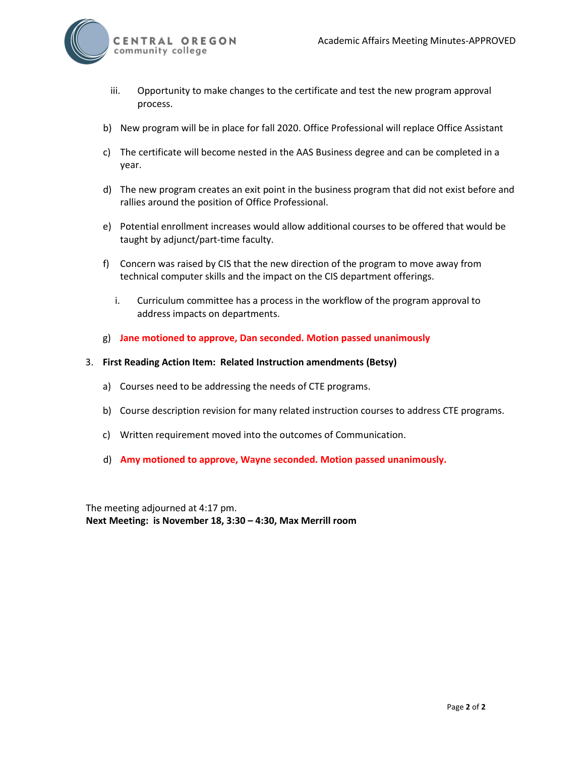iii. Opportunity to make changes to the certificate and test the new program approval process.

   b) New program will be in place for fall 2020. Office Professional will replace Office Assistant

   c) The certificate will become nested in the AAS Business degree and can be completed in a year.

   d) The new program creates an exit point in the business program that did not exist before and rallies around the position of Office Professional.

   e) Potential enrollment increases would allow additional courses to be offered that would be taught by adjunct/part-time faculty.

   f) Concern was raised by CIS that the new direction of the program to move away from technical computer skills and the impact on the CIS department offerings.

      i. Curriculum committee has a process in the workflow of the program approval to address impacts on departments.

   g) **Jane motioned to approve, Dan seconded. Motion passed unanimously**

3. **First Reading Action Item: Related Instruction amendments (Betsy)**

   a) Courses need to be addressing the needs of CTE programs.

   b) Course description revision for many related instruction courses to address CTE programs.

   c) Written requirement moved into the outcomes of Communication.

   d) **Amy motioned to approve, Wayne seconded. Motion passed unanimously.**

The meeting adjourned at 4:17 pm.
**Next Meeting: is November 18, 3:30 – 4:30, Max Merrill room**